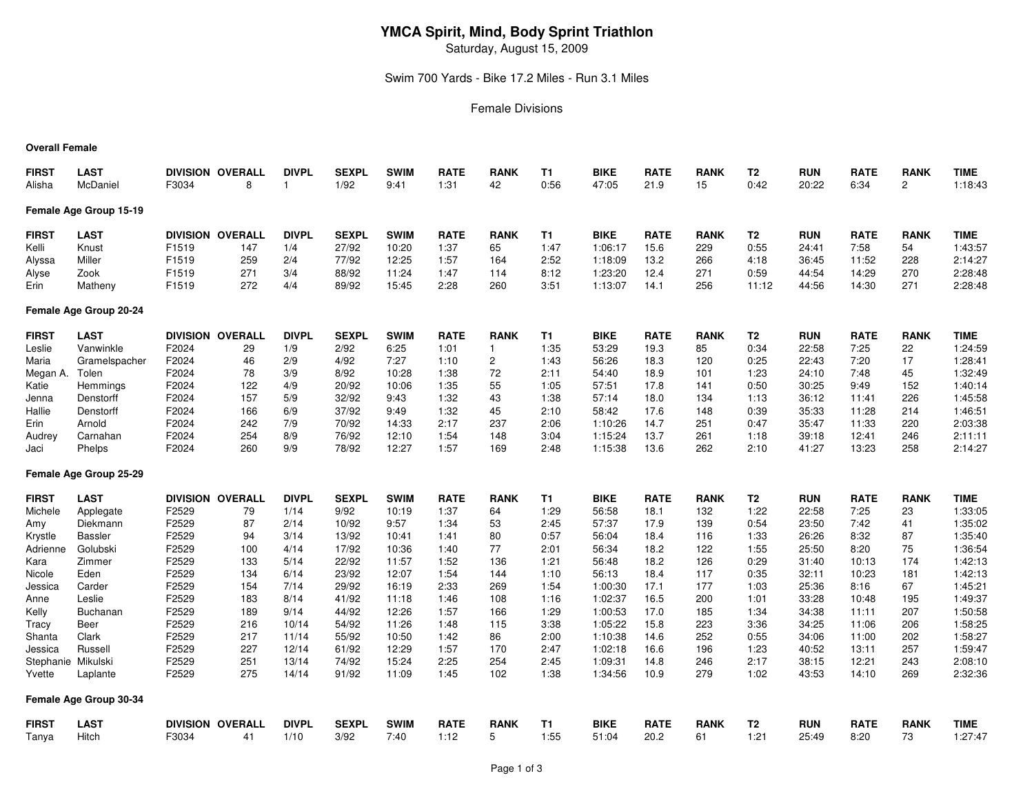# YMCA Spirit, Mind, Body Sprint Triathlon

Saturday, August 15, 2009

Swim 700 Yards - Bike 17.2 Miles - Run 3.1 Miles

Female Divisions

**Overall Female**

| FIRST | LAST | DIVISION | OVERALL | DIVPL | SEXPL | SWIM | RATE | RANK | T1 | BIKE | RATE | RANK | T2 | RUN | RATE | RANK | TIME |
|---|---|---|---|---|---|---|---|---|---|---|---|---|---|---|---|---|---|
| Alisha | McDaniel | F3034 | 8 | 1 | 1/92 | 9:41 | 1:31 | 42 | 0:56 | 47:05 | 21.9 | 15 | 0:42 | 20:22 | 6:34 | 2 | 1:18:43 |

**Female Age Group 15-19**

| FIRST | LAST | DIVISION | OVERALL | DIVPL | SEXPL | SWIM | RATE | RANK | T1 | BIKE | RATE | RANK | T2 | RUN | RATE | RANK | TIME |
|---|---|---|---|---|---|---|---|---|---|---|---|---|---|---|---|---|---|
| Kelli | Knust | F1519 | 147 | 1/4 | 27/92 | 10:20 | 1:37 | 65 | 1:47 | 1:06:17 | 15.6 | 229 | 0:55 | 24:41 | 7:58 | 54 | 1:43:57 |
| Alyssa | Miller | F1519 | 259 | 2/4 | 77/92 | 12:25 | 1:57 | 164 | 2:52 | 1:18:09 | 13.2 | 266 | 4:18 | 36:45 | 11:52 | 228 | 2:14:27 |
| Alyse | Zook | F1519 | 271 | 3/4 | 88/92 | 11:24 | 1:47 | 114 | 8:12 | 1:23:20 | 12.4 | 271 | 0:59 | 44:54 | 14:29 | 270 | 2:28:48 |
| Erin | Matheny | F1519 | 272 | 4/4 | 89/92 | 15:45 | 2:28 | 260 | 3:51 | 1:13:07 | 14.1 | 256 | 11:12 | 44:56 | 14:30 | 271 | 2:28:48 |

**Female Age Group 20-24**

| FIRST | LAST | DIVISION | OVERALL | DIVPL | SEXPL | SWIM | RATE | RANK | T1 | BIKE | RATE | RANK | T2 | RUN | RATE | RANK | TIME |
|---|---|---|---|---|---|---|---|---|---|---|---|---|---|---|---|---|---|
| Leslie | Vanwinkle | F2024 | 29 | 1/9 | 2/92 | 6:25 | 1:01 | 1 | 1:35 | 53:29 | 19.3 | 85 | 0:34 | 22:58 | 7:25 | 22 | 1:24:59 |
| Maria | Gramelspacher | F2024 | 46 | 2/9 | 4/92 | 7:27 | 1:10 | 2 | 1:43 | 56:26 | 18.3 | 120 | 0:25 | 22:43 | 7:20 | 17 | 1:28:41 |
| Megan A. | Tolen | F2024 | 78 | 3/9 | 8/92 | 10:28 | 1:38 | 72 | 2:11 | 54:40 | 18.9 | 101 | 1:23 | 24:10 | 7:48 | 45 | 1:32:49 |
| Katie | Hemmings | F2024 | 122 | 4/9 | 20/92 | 10:06 | 1:35 | 55 | 1:05 | 57:51 | 17.8 | 141 | 0:50 | 30:25 | 9:49 | 152 | 1:40:14 |
| Jenna | Denstorff | F2024 | 157 | 5/9 | 32/92 | 9:43 | 1:32 | 43 | 1:38 | 57:14 | 18.0 | 134 | 1:13 | 36:12 | 11:41 | 226 | 1:45:58 |
| Hallie | Denstorff | F2024 | 166 | 6/9 | 37/92 | 9:49 | 1:32 | 45 | 2:10 | 58:42 | 17.6 | 148 | 0:39 | 35:33 | 11:28 | 214 | 1:46:51 |
| Erin | Arnold | F2024 | 242 | 7/9 | 70/92 | 14:33 | 2:17 | 237 | 2:06 | 1:10:26 | 14.7 | 251 | 0:47 | 35:47 | 11:33 | 220 | 2:03:38 |
| Audrey | Carnahan | F2024 | 254 | 8/9 | 76/92 | 12:10 | 1:54 | 148 | 3:04 | 1:15:24 | 13.7 | 261 | 1:18 | 39:18 | 12:41 | 246 | 2:11:11 |
| Jaci | Phelps | F2024 | 260 | 9/9 | 78/92 | 12:27 | 1:57 | 169 | 2:48 | 1:15:38 | 13.6 | 262 | 2:10 | 41:27 | 13:23 | 258 | 2:14:27 |

**Female Age Group 25-29**

| FIRST | LAST | DIVISION | OVERALL | DIVPL | SEXPL | SWIM | RATE | RANK | T1 | BIKE | RATE | RANK | T2 | RUN | RATE | RANK | TIME |
|---|---|---|---|---|---|---|---|---|---|---|---|---|---|---|---|---|---|
| Michele | Applegate | F2529 | 79 | 1/14 | 9/92 | 10:19 | 1:37 | 64 | 1:29 | 56:58 | 18.1 | 132 | 1:22 | 22:58 | 7:25 | 23 | 1:33:05 |
| Amy | Diekmann | F2529 | 87 | 2/14 | 10/92 | 9:57 | 1:34 | 53 | 2:45 | 57:37 | 17.9 | 139 | 0:54 | 23:50 | 7:42 | 41 | 1:35:02 |
| Krystle | Bassler | F2529 | 94 | 3/14 | 13/92 | 10:41 | 1:41 | 80 | 0:57 | 56:04 | 18.4 | 116 | 1:33 | 26:26 | 8:32 | 87 | 1:35:40 |
| Adrienne | Golubski | F2529 | 100 | 4/14 | 17/92 | 10:36 | 1:40 | 77 | 2:01 | 56:34 | 18.2 | 122 | 1:55 | 25:50 | 8:20 | 75 | 1:36:54 |
| Kara | Zimmer | F2529 | 133 | 5/14 | 22/92 | 11:57 | 1:52 | 136 | 1:21 | 56:48 | 18.2 | 126 | 0:29 | 31:40 | 10:13 | 174 | 1:42:13 |
| Nicole | Eden | F2529 | 134 | 6/14 | 23/92 | 12:07 | 1:54 | 144 | 1:10 | 56:13 | 18.4 | 117 | 0:35 | 32:11 | 10:23 | 181 | 1:42:13 |
| Jessica | Carder | F2529 | 154 | 7/14 | 29/92 | 16:19 | 2:33 | 269 | 1:54 | 1:00:30 | 17.1 | 177 | 1:03 | 25:36 | 8:16 | 67 | 1:45:21 |
| Anne | Leslie | F2529 | 183 | 8/14 | 41/92 | 11:18 | 1:46 | 108 | 1:16 | 1:02:37 | 16.5 | 200 | 1:01 | 33:28 | 10:48 | 195 | 1:49:37 |
| Kelly | Buchanan | F2529 | 189 | 9/14 | 44/92 | 12:26 | 1:57 | 166 | 1:29 | 1:00:53 | 17.0 | 185 | 1:34 | 34:38 | 11:11 | 207 | 1:50:58 |
| Tracy | Beer | F2529 | 216 | 10/14 | 54/92 | 11:26 | 1:48 | 115 | 3:38 | 1:05:22 | 15.8 | 223 | 3:36 | 34:25 | 11:06 | 206 | 1:58:25 |
| Shanta | Clark | F2529 | 217 | 11/14 | 55/92 | 10:50 | 1:42 | 86 | 2:00 | 1:10:38 | 14.6 | 252 | 0:55 | 34:06 | 11:00 | 202 | 1:58:27 |
| Jessica | Russell | F2529 | 227 | 12/14 | 61/92 | 12:29 | 1:57 | 170 | 2:47 | 1:02:18 | 16.6 | 196 | 1:23 | 40:52 | 13:11 | 257 | 1:59:47 |
| Stephanie | Mikulski | F2529 | 251 | 13/14 | 74/92 | 15:24 | 2:25 | 254 | 2:45 | 1:09:31 | 14.8 | 246 | 2:17 | 38:15 | 12:21 | 243 | 2:08:10 |
| Yvette | Laplante | F2529 | 275 | 14/14 | 91/92 | 11:09 | 1:45 | 102 | 1:38 | 1:34:56 | 10.9 | 279 | 1:02 | 43:53 | 14:10 | 269 | 2:32:36 |

**Female Age Group 30-34**

| FIRST | LAST | DIVISION | OVERALL | DIVPL | SEXPL | SWIM | RATE | RANK | T1 | BIKE | RATE | RANK | T2 | RUN | RATE | RANK | TIME |
|---|---|---|---|---|---|---|---|---|---|---|---|---|---|---|---|---|---|
| Tanya | Hitch | F3034 | 41 | 1/10 | 3/92 | 7:40 | 1:12 | 5 | 1:55 | 51:04 | 20.2 | 61 | 1:21 | 25:49 | 8:20 | 73 | 1:27:47 |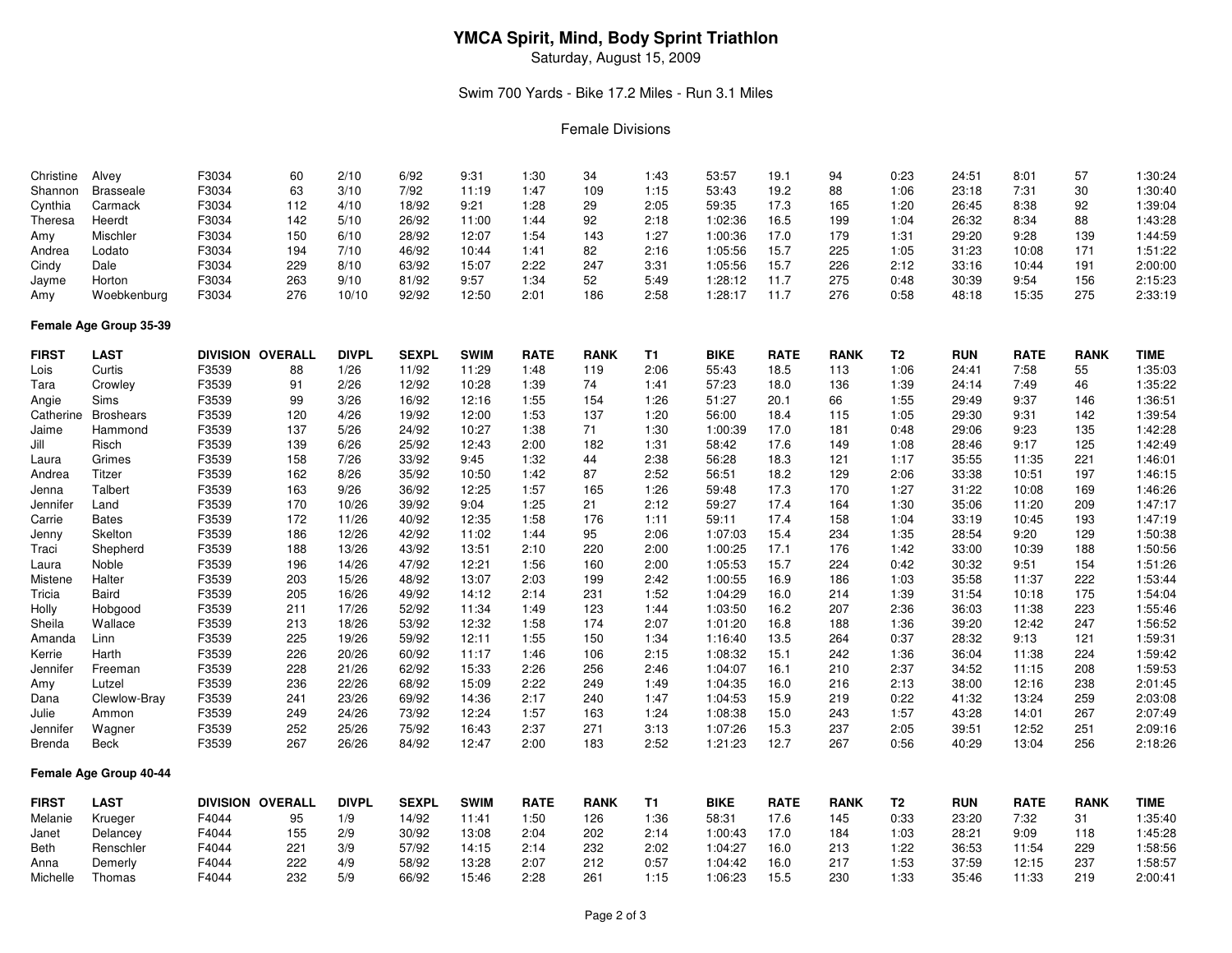# YMCA Spirit, Mind, Body Sprint Triathlon

Saturday, August 15, 2009

Swim 700 Yards - Bike 17.2 Miles - Run 3.1 Miles

Female Divisions

| FIRST | LAST | DIVISION | OVERALL | DIVPL | SEXPL | SWIM | RATE | RANK | T1 | BIKE | RATE | RANK | T2 | RUN | RATE | RANK | TIME |
|---|---|---|---|---|---|---|---|---|---|---|---|---|---|---|---|---|---|
| Christine | Alvey | F3034 | 60 | 2/10 | 6/92 | 9:31 | 1:30 | 34 | 1:43 | 53:57 | 19.1 | 94 | 0:23 | 24:51 | 8:01 | 57 | 1:30:24 |
| Shannon | Brasseale | F3034 | 63 | 3/10 | 7/92 | 11:19 | 1:47 | 109 | 1:15 | 53:43 | 19.2 | 88 | 1:06 | 23:18 | 7:31 | 30 | 1:30:40 |
| Cynthia | Carmack | F3034 | 112 | 4/10 | 18/92 | 9:21 | 1:28 | 29 | 2:05 | 59:35 | 17.3 | 165 | 1:20 | 26:45 | 8:38 | 92 | 1:39:04 |
| Theresa | Heerdt | F3034 | 142 | 5/10 | 26/92 | 11:00 | 1:44 | 92 | 2:18 | 1:02:36 | 16.5 | 199 | 1:04 | 26:32 | 8:34 | 88 | 1:43:28 |
| Amy | Mischler | F3034 | 150 | 6/10 | 28/92 | 12:07 | 1:54 | 143 | 1:27 | 1:00:36 | 17.0 | 179 | 1:31 | 29:20 | 9:28 | 139 | 1:44:59 |
| Andrea | Lodato | F3034 | 194 | 7/10 | 46/92 | 10:44 | 1:41 | 82 | 2:16 | 1:05:56 | 15.7 | 225 | 1:05 | 31:23 | 10:08 | 171 | 1:51:22 |
| Cindy | Dale | F3034 | 229 | 8/10 | 63/92 | 15:07 | 2:22 | 247 | 3:31 | 1:05:56 | 15.7 | 226 | 2:12 | 33:16 | 10:44 | 191 | 2:00:00 |
| Jayme | Horton | F3034 | 263 | 9/10 | 81/92 | 9:57 | 1:34 | 52 | 5:49 | 1:28:12 | 11.7 | 275 | 0:48 | 30:39 | 9:54 | 156 | 2:15:23 |
| Amy | Woebkenburg | F3034 | 276 | 10/10 | 92/92 | 12:50 | 2:01 | 186 | 2:58 | 1:28:17 | 11.7 | 276 | 0:58 | 48:18 | 15:35 | 275 | 2:33:19 |

**Female Age Group 35-39**

| FIRST | LAST | DIVISION | OVERALL | DIVPL | SEXPL | SWIM | RATE | RANK | T1 | BIKE | RATE | RANK | T2 | RUN | RATE | RANK | TIME |
|---|---|---|---|---|---|---|---|---|---|---|---|---|---|---|---|---|---|
| Lois | Curtis | F3539 | 88 | 1/26 | 11/92 | 11:29 | 1:48 | 119 | 2:06 | 55:43 | 18.5 | 113 | 1:06 | 24:41 | 7:58 | 55 | 1:35:03 |
| Tara | Crowley | F3539 | 91 | 2/26 | 12/92 | 10:28 | 1:39 | 74 | 1:41 | 57:23 | 18.0 | 136 | 1:39 | 24:14 | 7:49 | 46 | 1:35:22 |
| Angie | Sims | F3539 | 99 | 3/26 | 16/92 | 12:16 | 1:55 | 154 | 1:26 | 51:27 | 20.1 | 66 | 1:55 | 29:49 | 9:37 | 146 | 1:36:51 |
| Catherine | Broshears | F3539 | 120 | 4/26 | 19/92 | 12:00 | 1:53 | 137 | 1:20 | 56:00 | 18.4 | 115 | 1:05 | 29:30 | 9:31 | 142 | 1:39:54 |
| Jaime | Hammond | F3539 | 137 | 5/26 | 24/92 | 10:27 | 1:38 | 71 | 1:30 | 1:00:39 | 17.0 | 181 | 0:48 | 29:06 | 9:23 | 135 | 1:42:28 |
| Jill | Risch | F3539 | 139 | 6/26 | 25/92 | 12:43 | 2:00 | 182 | 1:31 | 58:42 | 17.6 | 149 | 1:08 | 28:46 | 9:17 | 125 | 1:42:49 |
| Laura | Grimes | F3539 | 158 | 7/26 | 33/92 | 9:45 | 1:32 | 44 | 2:38 | 56:28 | 18.3 | 121 | 1:17 | 35:55 | 11:35 | 221 | 1:46:01 |
| Andrea | Titzer | F3539 | 162 | 8/26 | 35/92 | 10:50 | 1:42 | 87 | 2:52 | 56:51 | 18.2 | 129 | 2:06 | 33:38 | 10:51 | 197 | 1:46:15 |
| Jenna | Talbert | F3539 | 163 | 9/26 | 36/92 | 12:25 | 1:57 | 165 | 1:26 | 59:48 | 17.3 | 170 | 1:27 | 31:22 | 10:08 | 169 | 1:46:26 |
| Jennifer | Land | F3539 | 170 | 10/26 | 39/92 | 9:04 | 1:25 | 21 | 2:12 | 59:27 | 17.4 | 164 | 1:30 | 35:06 | 11:20 | 209 | 1:47:17 |
| Carrie | Bates | F3539 | 172 | 11/26 | 40/92 | 12:35 | 1:58 | 176 | 1:11 | 59:11 | 17.4 | 158 | 1:04 | 33:19 | 10:45 | 193 | 1:47:19 |
| Jenny | Skelton | F3539 | 186 | 12/26 | 42/92 | 11:02 | 1:44 | 95 | 2:06 | 1:07:03 | 15.4 | 234 | 1:35 | 28:54 | 9:20 | 129 | 1:50:38 |
| Traci | Shepherd | F3539 | 188 | 13/26 | 43/92 | 13:51 | 2:10 | 220 | 2:00 | 1:00:25 | 17.1 | 176 | 1:42 | 33:00 | 10:39 | 188 | 1:50:56 |
| Laura | Noble | F3539 | 196 | 14/26 | 47/92 | 12:21 | 1:56 | 160 | 2:00 | 1:05:53 | 15.7 | 224 | 0:42 | 30:32 | 9:51 | 154 | 1:51:26 |
| Mistene | Halter | F3539 | 203 | 15/26 | 48/92 | 13:07 | 2:03 | 199 | 2:42 | 1:00:55 | 16.9 | 186 | 1:03 | 35:58 | 11:37 | 222 | 1:53:44 |
| Tricia | Baird | F3539 | 205 | 16/26 | 49/92 | 14:12 | 2:14 | 231 | 1:52 | 1:04:29 | 16.0 | 214 | 1:39 | 31:54 | 10:18 | 175 | 1:54:04 |
| Holly | Hobgood | F3539 | 211 | 17/26 | 52/92 | 11:34 | 1:49 | 123 | 1:44 | 1:03:50 | 16.2 | 207 | 2:36 | 36:03 | 11:38 | 223 | 1:55:46 |
| Sheila | Wallace | F3539 | 213 | 18/26 | 53/92 | 12:32 | 1:58 | 174 | 2:07 | 1:01:20 | 16.8 | 188 | 1:36 | 39:20 | 12:42 | 247 | 1:56:52 |
| Amanda | Linn | F3539 | 225 | 19/26 | 59/92 | 12:11 | 1:55 | 150 | 1:34 | 1:16:40 | 13.5 | 264 | 0:37 | 28:32 | 9:13 | 121 | 1:59:31 |
| Kerrie | Harth | F3539 | 226 | 20/26 | 60/92 | 11:17 | 1:46 | 106 | 2:15 | 1:08:32 | 15.1 | 242 | 1:36 | 36:04 | 11:38 | 224 | 1:59:42 |
| Jennifer | Freeman | F3539 | 228 | 21/26 | 62/92 | 15:33 | 2:26 | 256 | 2:46 | 1:04:07 | 16.1 | 210 | 2:37 | 34:52 | 11:15 | 208 | 1:59:53 |
| Amy | Lutzel | F3539 | 236 | 22/26 | 68/92 | 15:09 | 2:22 | 249 | 1:49 | 1:04:35 | 16.0 | 216 | 2:13 | 38:00 | 12:16 | 238 | 2:01:45 |
| Dana | Clewlow-Bray | F3539 | 241 | 23/26 | 69/92 | 14:36 | 2:17 | 240 | 1:47 | 1:04:53 | 15.9 | 219 | 0:22 | 41:32 | 13:24 | 259 | 2:03:08 |
| Julie | Ammon | F3539 | 249 | 24/26 | 73/92 | 12:24 | 1:57 | 163 | 1:24 | 1:08:38 | 15.0 | 243 | 1:57 | 43:28 | 14:01 | 267 | 2:07:49 |
| Jennifer | Wagner | F3539 | 252 | 25/26 | 75/92 | 16:43 | 2:37 | 271 | 3:13 | 1:07:26 | 15.3 | 237 | 2:05 | 39:51 | 12:52 | 251 | 2:09:16 |
| Brenda | Beck | F3539 | 267 | 26/26 | 84/92 | 12:47 | 2:00 | 183 | 2:52 | 1:21:23 | 12.7 | 267 | 0:56 | 40:29 | 13:04 | 256 | 2:18:26 |

**Female Age Group 40-44**

| FIRST | LAST | DIVISION | OVERALL | DIVPL | SEXPL | SWIM | RATE | RANK | T1 | BIKE | RATE | RANK | T2 | RUN | RATE | RANK | TIME |
|---|---|---|---|---|---|---|---|---|---|---|---|---|---|---|---|---|---|
| Melanie | Krueger | F4044 | 95 | 1/9 | 14/92 | 11:41 | 1:50 | 126 | 1:36 | 58:31 | 17.6 | 145 | 0:33 | 23:20 | 7:32 | 31 | 1:35:40 |
| Janet | Delancey | F4044 | 155 | 2/9 | 30/92 | 13:08 | 2:04 | 202 | 2:14 | 1:00:43 | 17.0 | 184 | 1:03 | 28:21 | 9:09 | 118 | 1:45:28 |
| Beth | Renschler | F4044 | 221 | 3/9 | 57/92 | 14:15 | 2:14 | 232 | 2:02 | 1:04:27 | 16.0 | 213 | 1:22 | 36:53 | 11:54 | 229 | 1:58:56 |
| Anna | Demerly | F4044 | 222 | 4/9 | 58/92 | 13:28 | 2:07 | 212 | 0:57 | 1:04:42 | 16.0 | 217 | 1:53 | 37:59 | 12:15 | 237 | 1:58:57 |
| Michelle | Thomas | F4044 | 232 | 5/9 | 66/92 | 15:46 | 2:28 | 261 | 1:15 | 1:06:23 | 15.5 | 230 | 1:33 | 35:46 | 11:33 | 219 | 2:00:41 |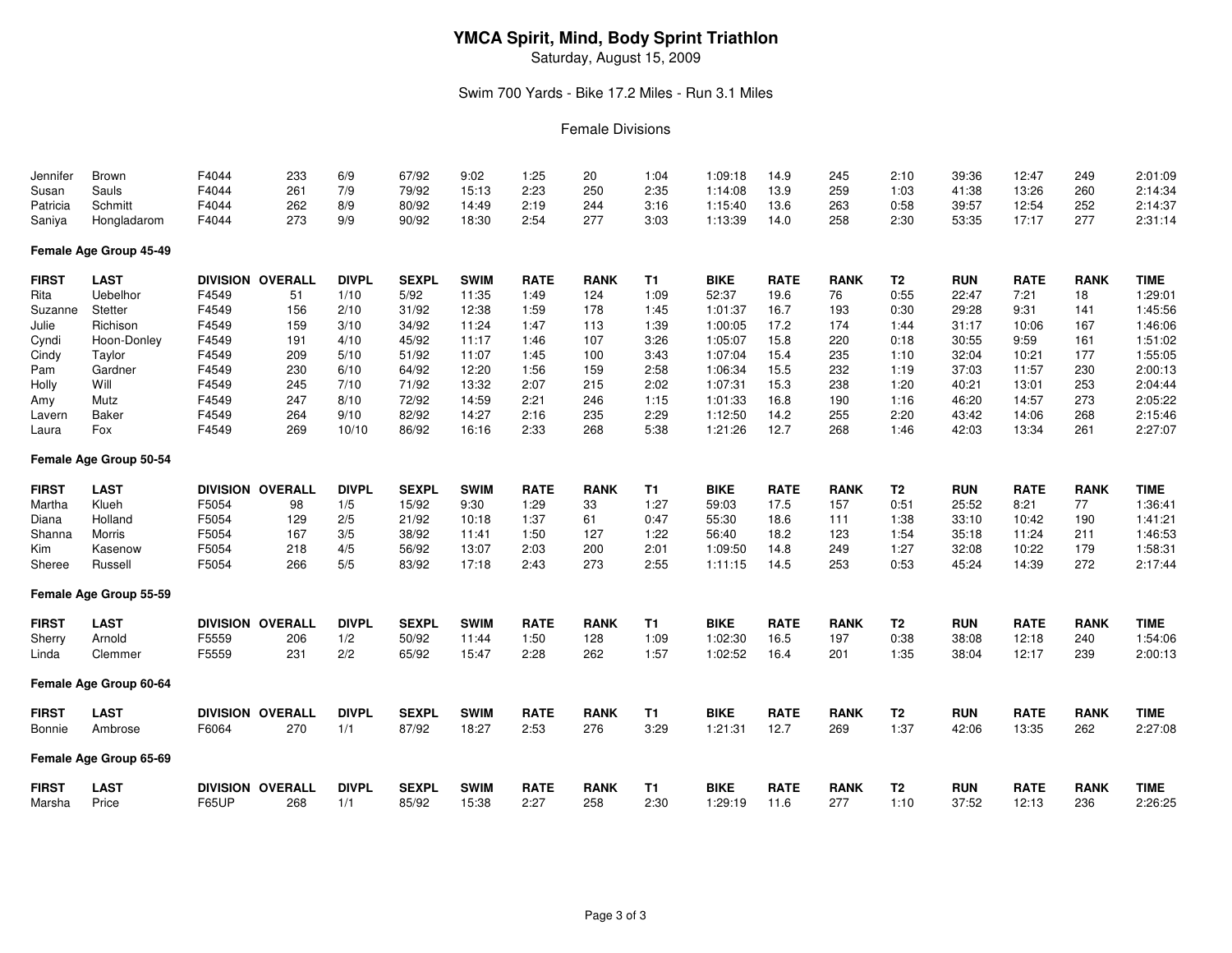# YMCA Spirit, Mind, Body Sprint Triathlon

Saturday, August 15, 2009

Swim 700 Yards - Bike 17.2 Miles - Run 3.1 Miles

Female Divisions

| | | | | | | | | | | | | | | | | | |
|---|---|---|---|---|---|---|---|---|---|---|---|---|---|---|---|---|---|
| Jennifer | Brown | F4044 | 233 | 6/9 | 67/92 | 9:02 | 1:25 | 20 | 1:04 | 1:09:18 | 14.9 | 245 | 2:10 | 39:36 | 12:47 | 249 | 2:01:09 |
| Susan | Sauls | F4044 | 261 | 7/9 | 79/92 | 15:13 | 2:23 | 250 | 2:35 | 1:14:08 | 13.9 | 259 | 1:03 | 41:38 | 13:26 | 260 | 2:14:34 |
| Patricia | Schmitt | F4044 | 262 | 8/9 | 80/92 | 14:49 | 2:19 | 244 | 3:16 | 1:15:40 | 13.6 | 263 | 0:58 | 39:57 | 12:54 | 252 | 2:14:37 |
| Saniya | Hongladarom | F4044 | 273 | 9/9 | 90/92 | 18:30 | 2:54 | 277 | 3:03 | 1:13:39 | 14.0 | 258 | 2:30 | 53:35 | 17:17 | 277 | 2:31:14 |

**Female Age Group 45-49**

| FIRST | LAST | DIVISION | OVERALL | DIVPL | SEXPL | SWIM | RATE | RANK | T1 | BIKE | RATE | RANK | T2 | RUN | RATE | RANK | TIME |
|---|---|---|---|---|---|---|---|---|---|---|---|---|---|---|---|---|---|
| Rita | Uebelhor | F4549 | 51 | 1/10 | 5/92 | 11:35 | 1:49 | 124 | 1:09 | 52:37 | 19.6 | 76 | 0:55 | 22:47 | 7:21 | 18 | 1:29:01 |
| Suzanne | Stetter | F4549 | 156 | 2/10 | 31/92 | 12:38 | 1:59 | 178 | 1:45 | 1:01:37 | 16.7 | 193 | 0:30 | 29:28 | 9:31 | 141 | 1:45:56 |
| Julie | Richison | F4549 | 159 | 3/10 | 34/92 | 11:24 | 1:47 | 113 | 1:39 | 1:00:05 | 17.2 | 174 | 1:44 | 31:17 | 10:06 | 167 | 1:46:06 |
| Cyndi | Hoon-Donley | F4549 | 191 | 4/10 | 45/92 | 11:17 | 1:46 | 107 | 3:26 | 1:05:07 | 15.8 | 220 | 0:18 | 30:55 | 9:59 | 161 | 1:51:02 |
| Cindy | Taylor | F4549 | 209 | 5/10 | 51/92 | 11:07 | 1:45 | 100 | 3:43 | 1:07:04 | 15.4 | 235 | 1:10 | 32:04 | 10:21 | 177 | 1:55:05 |
| Pam | Gardner | F4549 | 230 | 6/10 | 64/92 | 12:20 | 1:56 | 159 | 2:58 | 1:06:34 | 15.5 | 232 | 1:19 | 37:03 | 11:57 | 230 | 2:00:13 |
| Holly | Will | F4549 | 245 | 7/10 | 71/92 | 13:32 | 2:07 | 215 | 2:02 | 1:07:31 | 15.3 | 238 | 1:20 | 40:21 | 13:01 | 253 | 2:04:44 |
| Amy | Mutz | F4549 | 247 | 8/10 | 72/92 | 14:59 | 2:21 | 246 | 1:15 | 1:01:33 | 16.8 | 190 | 1:16 | 46:20 | 14:57 | 273 | 2:05:22 |
| Lavern | Baker | F4549 | 264 | 9/10 | 82/92 | 14:27 | 2:16 | 235 | 2:29 | 1:12:50 | 14.2 | 255 | 2:20 | 43:42 | 14:06 | 268 | 2:15:46 |
| Laura | Fox | F4549 | 269 | 10/10 | 86/92 | 16:16 | 2:33 | 268 | 5:38 | 1:21:26 | 12.7 | 268 | 1:46 | 42:03 | 13:34 | 261 | 2:27:07 |

**Female Age Group 50-54**

| FIRST | LAST | DIVISION | OVERALL | DIVPL | SEXPL | SWIM | RATE | RANK | T1 | BIKE | RATE | RANK | T2 | RUN | RATE | RANK | TIME |
|---|---|---|---|---|---|---|---|---|---|---|---|---|---|---|---|---|---|
| Martha | Klueh | F5054 | 98 | 1/5 | 15/92 | 9:30 | 1:29 | 33 | 1:27 | 59:03 | 17.5 | 157 | 0:51 | 25:52 | 8:21 | 77 | 1:36:41 |
| Diana | Holland | F5054 | 129 | 2/5 | 21/92 | 10:18 | 1:37 | 61 | 0:47 | 55:30 | 18.6 | 111 | 1:38 | 33:10 | 10:42 | 190 | 1:41:21 |
| Shanna | Morris | F5054 | 167 | 3/5 | 38/92 | 11:41 | 1:50 | 127 | 1:22 | 56:40 | 18.2 | 123 | 1:54 | 35:18 | 11:24 | 211 | 1:46:53 |
| Kim | Kasenow | F5054 | 218 | 4/5 | 56/92 | 13:07 | 2:03 | 200 | 2:01 | 1:09:50 | 14.8 | 249 | 1:27 | 32:08 | 10:22 | 179 | 1:58:31 |
| Sheree | Russell | F5054 | 266 | 5/5 | 83/92 | 17:18 | 2:43 | 273 | 2:55 | 1:11:15 | 14.5 | 253 | 0:53 | 45:24 | 14:39 | 272 | 2:17:44 |

**Female Age Group 55-59**

| FIRST | LAST | DIVISION | OVERALL | DIVPL | SEXPL | SWIM | RATE | RANK | T1 | BIKE | RATE | RANK | T2 | RUN | RATE | RANK | TIME |
|---|---|---|---|---|---|---|---|---|---|---|---|---|---|---|---|---|---|
| Sherry | Arnold | F5559 | 206 | 1/2 | 50/92 | 11:44 | 1:50 | 128 | 1:09 | 1:02:30 | 16.5 | 197 | 0:38 | 38:08 | 12:18 | 240 | 1:54:06 |
| Linda | Clemmer | F5559 | 231 | 2/2 | 65/92 | 15:47 | 2:28 | 262 | 1:57 | 1:02:52 | 16.4 | 201 | 1:35 | 38:04 | 12:17 | 239 | 2:00:13 |

**Female Age Group 60-64**

| FIRST | LAST | DIVISION | OVERALL | DIVPL | SEXPL | SWIM | RATE | RANK | T1 | BIKE | RATE | RANK | T2 | RUN | RATE | RANK | TIME |
|---|---|---|---|---|---|---|---|---|---|---|---|---|---|---|---|---|---|
| Bonnie | Ambrose | F6064 | 270 | 1/1 | 87/92 | 18:27 | 2:53 | 276 | 3:29 | 1:21:31 | 12.7 | 269 | 1:37 | 42:06 | 13:35 | 262 | 2:27:08 |

**Female Age Group 65-69**

| FIRST | LAST | DIVISION | OVERALL | DIVPL | SEXPL | SWIM | RATE | RANK | T1 | BIKE | RATE | RANK | T2 | RUN | RATE | RANK | TIME |
|---|---|---|---|---|---|---|---|---|---|---|---|---|---|---|---|---|---|
| Marsha | Price | F65UP | 268 | 1/1 | 85/92 | 15:38 | 2:27 | 258 | 2:30 | 1:29:19 | 11.6 | 277 | 1:10 | 37:52 | 12:13 | 236 | 2:26:25 |